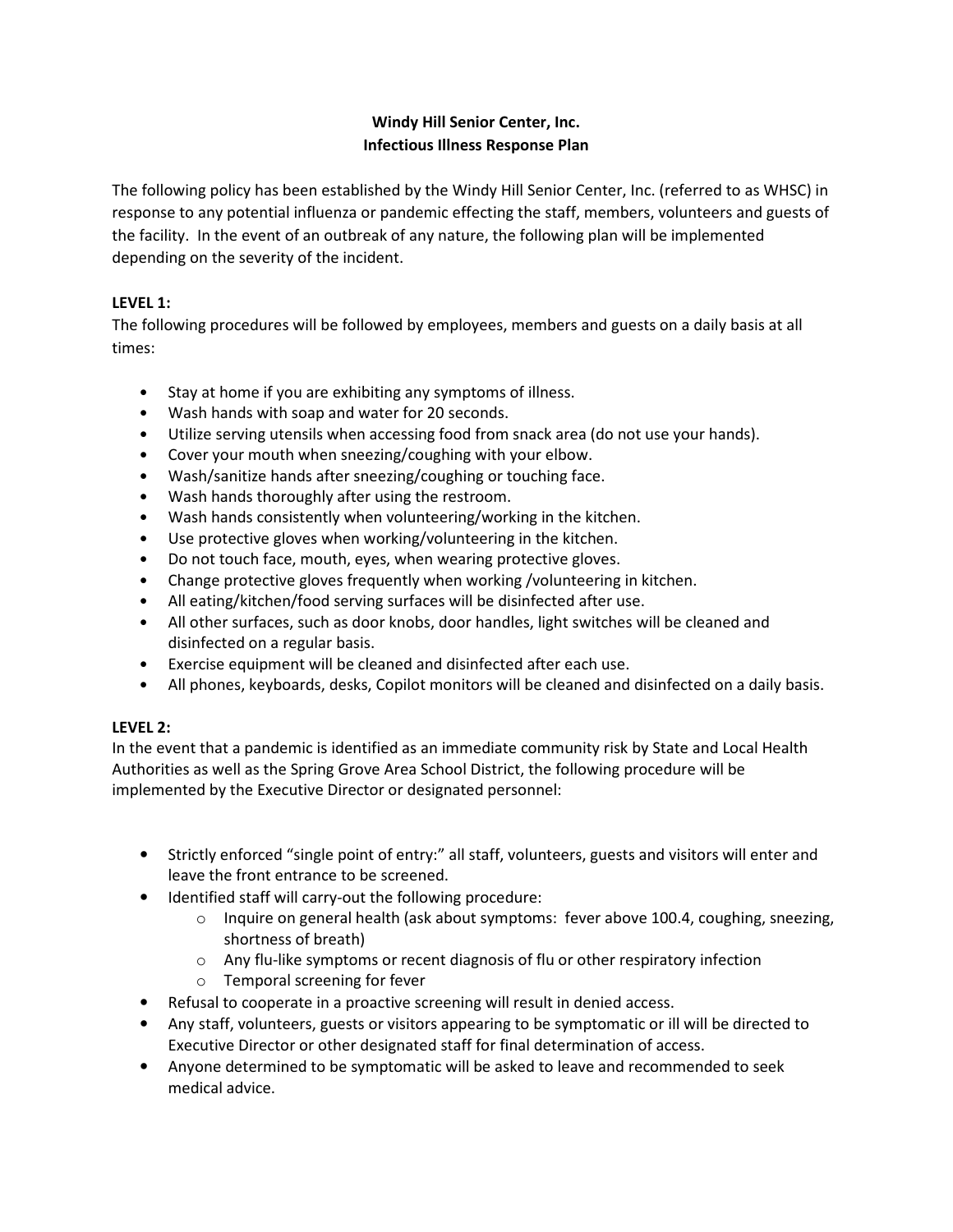# Windy Hill Senior Center, Inc.
## Infectious Illness Response Plan

The following policy has been established by the Windy Hill Senior Center, Inc. (referred to as WHSC) in response to any potential influenza or pandemic effecting the staff, members, volunteers and guests of the facility. In the event of an outbreak of any nature, the following plan will be implemented depending on the severity of the incident.

**LEVEL 1:**

The following procedures will be followed by employees, members and guests on a daily basis at all times:

- Stay at home if you are exhibiting any symptoms of illness.
- Wash hands with soap and water for 20 seconds.
- Utilize serving utensils when accessing food from snack area (do not use your hands).
- Cover your mouth when sneezing/coughing with your elbow.
- Wash/sanitize hands after sneezing/coughing or touching face.
- Wash hands thoroughly after using the restroom.
- Wash hands consistently when volunteering/working in the kitchen.
- Use protective gloves when working/volunteering in the kitchen.
- Do not touch face, mouth, eyes, when wearing protective gloves.
- Change protective gloves frequently when working /volunteering in kitchen.
- All eating/kitchen/food serving surfaces will be disinfected after use.
- All other surfaces, such as door knobs, door handles, light switches will be cleaned and disinfected on a regular basis.
- Exercise equipment will be cleaned and disinfected after each use.
- All phones, keyboards, desks, Copilot monitors will be cleaned and disinfected on a daily basis.

**LEVEL 2:**

In the event that a pandemic is identified as an immediate community risk by State and Local Health Authorities as well as the Spring Grove Area School District, the following procedure will be implemented by the Executive Director or designated personnel:

- Strictly enforced "single point of entry:" all staff, volunteers, guests and visitors will enter and leave the front entrance to be screened.
- Identified staff will carry-out the following procedure:
  - Inquire on general health (ask about symptoms: fever above 100.4, coughing, sneezing, shortness of breath)
  - Any flu-like symptoms or recent diagnosis of flu or other respiratory infection
  - Temporal screening for fever
- Refusal to cooperate in a proactive screening will result in denied access.
- Any staff, volunteers, guests or visitors appearing to be symptomatic or ill will be directed to Executive Director or other designated staff for final determination of access.
- Anyone determined to be symptomatic will be asked to leave and recommended to seek medical advice.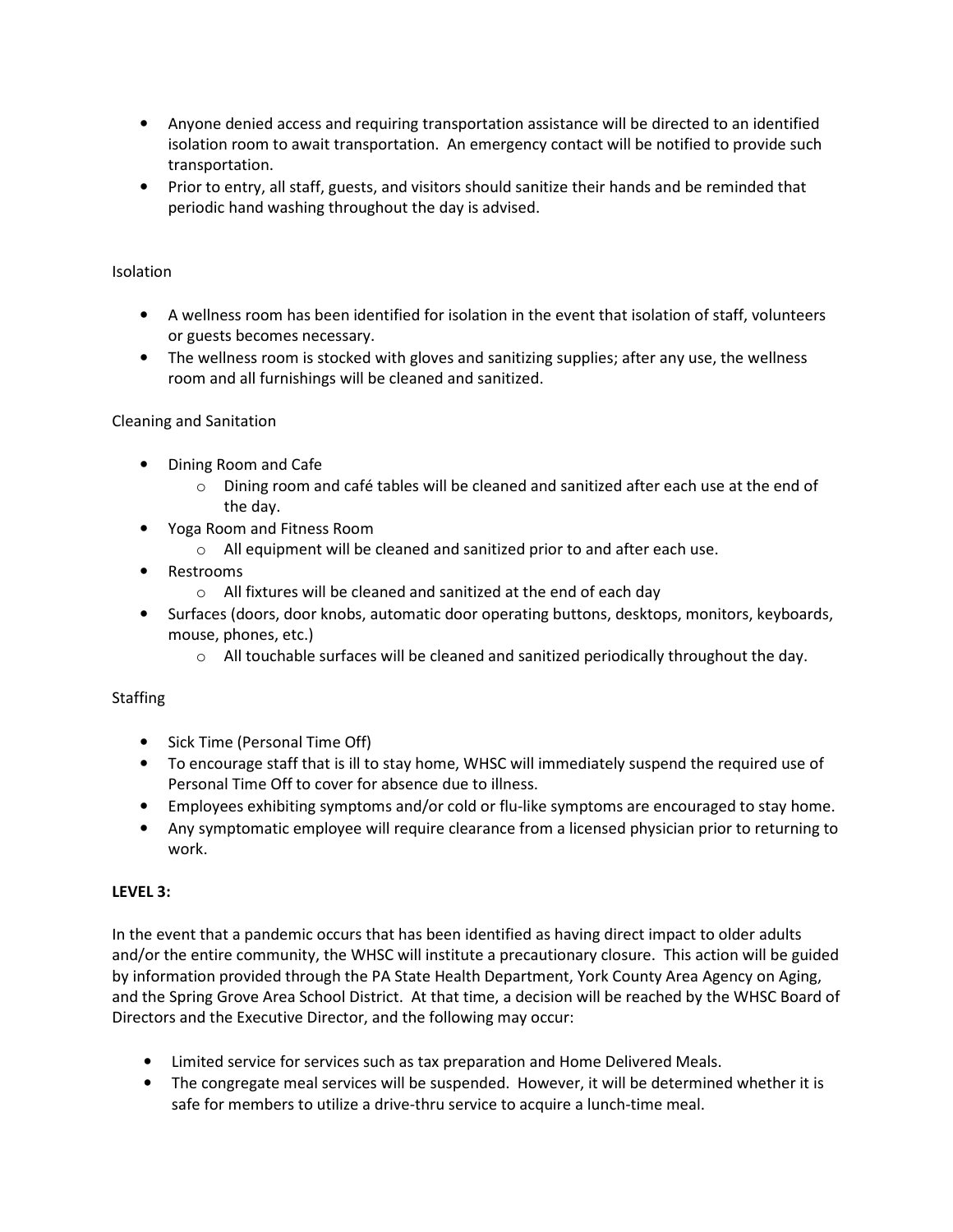- Anyone denied access and requiring transportation assistance will be directed to an identified isolation room to await transportation. An emergency contact will be notified to provide such transportation.
- Prior to entry, all staff, guests, and visitors should sanitize their hands and be reminded that periodic hand washing throughout the day is advised.

Isolation

- A wellness room has been identified for isolation in the event that isolation of staff, volunteers or guests becomes necessary.
- The wellness room is stocked with gloves and sanitizing supplies; after any use, the wellness room and all furnishings will be cleaned and sanitized.

Cleaning and Sanitation

- Dining Room and Cafe
  - Dining room and café tables will be cleaned and sanitized after each use at the end of the day.
- Yoga Room and Fitness Room
  - All equipment will be cleaned and sanitized prior to and after each use.
- Restrooms
  - All fixtures will be cleaned and sanitized at the end of each day
- Surfaces (doors, door knobs, automatic door operating buttons, desktops, monitors, keyboards, mouse, phones, etc.)
  - All touchable surfaces will be cleaned and sanitized periodically throughout the day.

Staffing

- Sick Time (Personal Time Off)
- To encourage staff that is ill to stay home, WHSC will immediately suspend the required use of Personal Time Off to cover for absence due to illness.
- Employees exhibiting symptoms and/or cold or flu-like symptoms are encouraged to stay home.
- Any symptomatic employee will require clearance from a licensed physician prior to returning to work.

**LEVEL 3:**

In the event that a pandemic occurs that has been identified as having direct impact to older adults and/or the entire community, the WHSC will institute a precautionary closure. This action will be guided by information provided through the PA State Health Department, York County Area Agency on Aging, and the Spring Grove Area School District. At that time, a decision will be reached by the WHSC Board of Directors and the Executive Director, and the following may occur:

- Limited service for services such as tax preparation and Home Delivered Meals.
- The congregate meal services will be suspended. However, it will be determined whether it is safe for members to utilize a drive-thru service to acquire a lunch-time meal.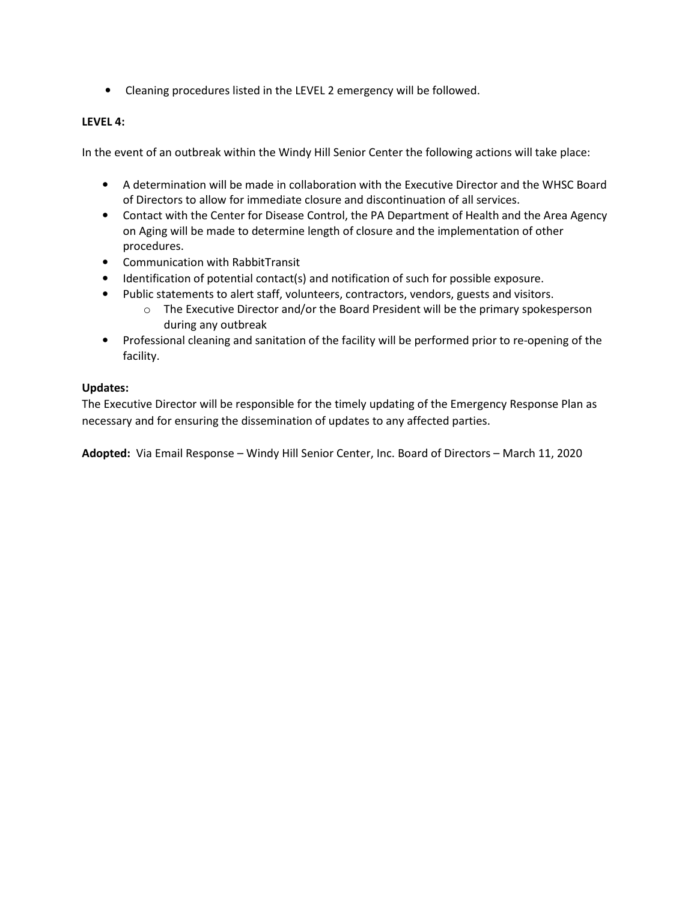- Cleaning procedures listed in the LEVEL 2 emergency will be followed.

**LEVEL 4:**

In the event of an outbreak within the Windy Hill Senior Center the following actions will take place:

- A determination will be made in collaboration with the Executive Director and the WHSC Board of Directors to allow for immediate closure and discontinuation of all services.
- Contact with the Center for Disease Control, the PA Department of Health and the Area Agency on Aging will be made to determine length of closure and the implementation of other procedures.
- Communication with RabbitTransit
- Identification of potential contact(s) and notification of such for possible exposure.
- Public statements to alert staff, volunteers, contractors, vendors, guests and visitors.
    - The Executive Director and/or the Board President will be the primary spokesperson during any outbreak
- Professional cleaning and sanitation of the facility will be performed prior to re-opening of the facility.

**Updates:**
The Executive Director will be responsible for the timely updating of the Emergency Response Plan as necessary and for ensuring the dissemination of updates to any affected parties.

**Adopted:** Via Email Response – Windy Hill Senior Center, Inc. Board of Directors – March 11, 2020